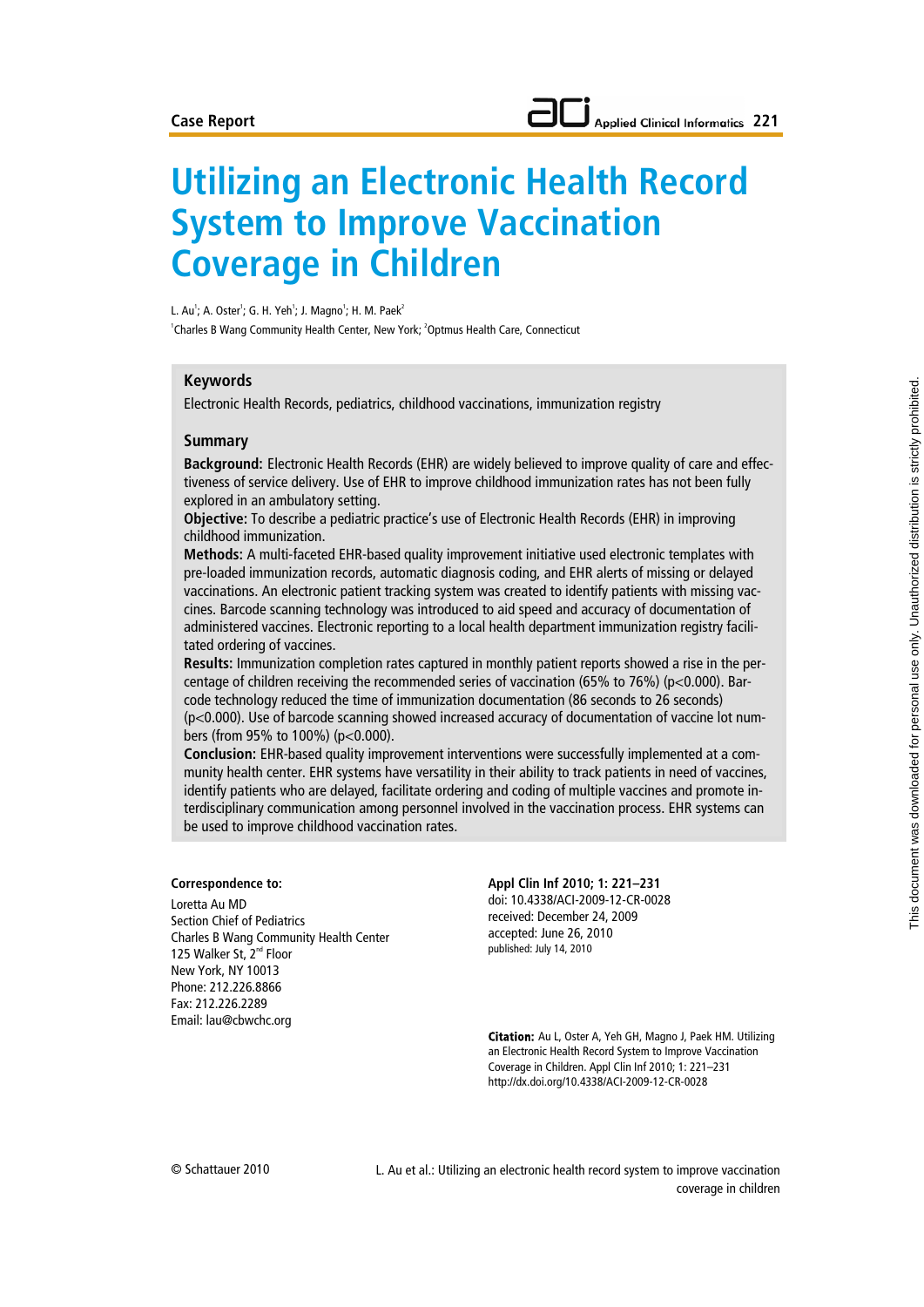Case Report

# Utilizing an Electronic Health Record System to Improve Vaccination Coverage in Children

L. Au[1]; A. Oster[1]; G. H. Yeh[1]; J. Magno[1]; H. M. Paek[2]

[1]Charles B Wang Community Health Center, New York; [2]Optmus Health Care, Connecticut

## Keywords

Electronic Health Records, pediatrics, childhood vaccinations, immunization registry

## Summary

**Background:** Electronic Health Records (EHR) are widely believed to improve quality of care and effectiveness of service delivery. Use of EHR to improve childhood immunization rates has not been fully explored in an ambulatory setting.

**Objective:** To describe a pediatric practice's use of Electronic Health Records (EHR) in improving childhood immunization.

**Methods:** A multi-faceted EHR-based quality improvement initiative used electronic templates with pre-loaded immunization records, automatic diagnosis coding, and EHR alerts of missing or delayed vaccinations. An electronic patient tracking system was created to identify patients with missing vaccines. Barcode scanning technology was introduced to aid speed and accuracy of documentation of administered vaccines. Electronic reporting to a local health department immunization registry facilitated ordering of vaccines.

**Results:** Immunization completion rates captured in monthly patient reports showed a rise in the percentage of children receiving the recommended series of vaccination (65% to 76%) ($p<0.000$). Barcode technology reduced the time of immunization documentation (86 seconds to 26 seconds) ($p<0.000$). Use of barcode scanning showed increased accuracy of documentation of vaccine lot numbers (from 95% to 100%) ($p<0.000$).

**Conclusion:** EHR-based quality improvement interventions were successfully implemented at a community health center. EHR systems have versatility in their ability to track patients in need of vaccines, identify patients who are delayed, facilitate ordering and coding of multiple vaccines and promote interdisciplinary communication among personnel involved in the vaccination process. EHR systems can be used to improve childhood vaccination rates.

**Correspondence to:**

Loretta Au MD
Section Chief of Pediatrics
Charles B Wang Community Health Center
125 Walker St, 2nd Floor
New York, NY 10013
Phone: 212.226.8866
Fax: 212.226.2289
Email: lau@cbwchc.org

**Appl Clin Inf 2010; 1: 221–231**
doi: 10.4338/ACI-2009-12-CR-0028
received: December 24, 2009
accepted: June 26, 2010
published: July 14, 2010

**Citation:** Au L, Oster A, Yeh GH, Magno J, Paek HM. Utilizing an Electronic Health Record System to Improve Vaccination Coverage in Children. Appl Clin Inf 2010; 1: 221–231 http://dx.doi.org/10.4338/ACI-2009-12-CR-0028

© Schattauer 2010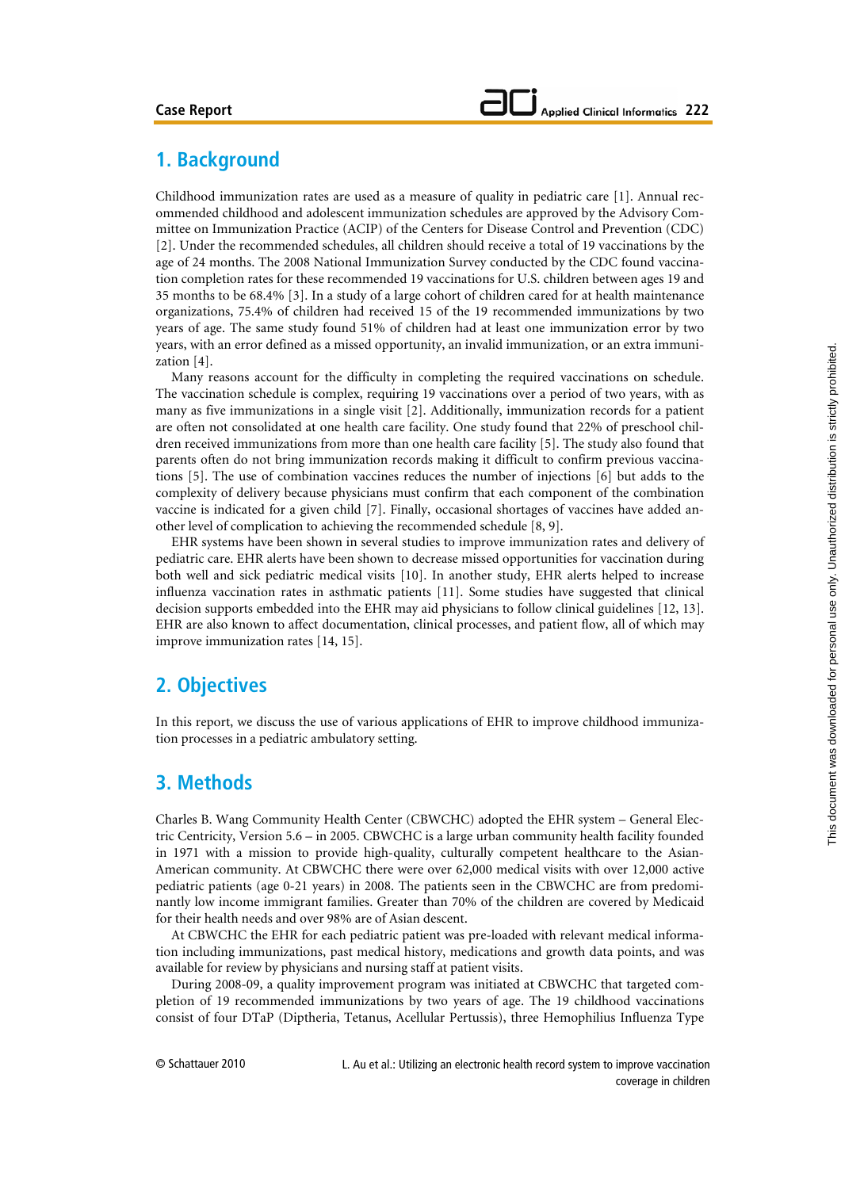## 1. Background

Childhood immunization rates are used as a measure of quality in pediatric care [1]. Annual recommended childhood and adolescent immunization schedules are approved by the Advisory Committee on Immunization Practice (ACIP) of the Centers for Disease Control and Prevention (CDC) [2]. Under the recommended schedules, all children should receive a total of 19 vaccinations by the age of 24 months. The 2008 National Immunization Survey conducted by the CDC found vaccination completion rates for these recommended 19 vaccinations for U.S. children between ages 19 and 35 months to be 68.4% [3]. In a study of a large cohort of children cared for at health maintenance organizations, 75.4% of children had received 15 of the 19 recommended immunizations by two years of age. The same study found 51% of children had at least one immunization error by two years, with an error defined as a missed opportunity, an invalid immunization, or an extra immunization [4].

Many reasons account for the difficulty in completing the required vaccinations on schedule. The vaccination schedule is complex, requiring 19 vaccinations over a period of two years, with as many as five immunizations in a single visit [2]. Additionally, immunization records for a patient are often not consolidated at one health care facility. One study found that 22% of preschool children received immunizations from more than one health care facility [5]. The study also found that parents often do not bring immunization records making it difficult to confirm previous vaccinations [5]. The use of combination vaccines reduces the number of injections [6] but adds to the complexity of delivery because physicians must confirm that each component of the combination vaccine is indicated for a given child [7]. Finally, occasional shortages of vaccines have added another level of complication to achieving the recommended schedule [8, 9].

EHR systems have been shown in several studies to improve immunization rates and delivery of pediatric care. EHR alerts have been shown to decrease missed opportunities for vaccination during both well and sick pediatric medical visits [10]. In another study, EHR alerts helped to increase influenza vaccination rates in asthmatic patients [11]. Some studies have suggested that clinical decision supports embedded into the EHR may aid physicians to follow clinical guidelines [12, 13]. EHR are also known to affect documentation, clinical processes, and patient flow, all of which may improve immunization rates [14, 15].

## 2. Objectives

In this report, we discuss the use of various applications of EHR to improve childhood immunization processes in a pediatric ambulatory setting.

## 3. Methods

Charles B. Wang Community Health Center (CBWCHC) adopted the EHR system – General Electric Centricity, Version 5.6 – in 2005. CBWCHC is a large urban community health facility founded in 1971 with a mission to provide high-quality, culturally competent healthcare to the Asian-American community. At CBWCHC there were over 62,000 medical visits with over 12,000 active pediatric patients (age 0-21 years) in 2008. The patients seen in the CBWCHC are from predominantly low income immigrant families. Greater than 70% of the children are covered by Medicaid for their health needs and over 98% are of Asian descent.

At CBWCHC the EHR for each pediatric patient was pre-loaded with relevant medical information including immunizations, past medical history, medications and growth data points, and was available for review by physicians and nursing staff at patient visits.

During 2008-09, a quality improvement program was initiated at CBWCHC that targeted completion of 19 recommended immunizations by two years of age. The 19 childhood vaccinations consist of four DTaP (Diptheria, Tetanus, Acellular Pertussis), three Hemophilius Influenza Type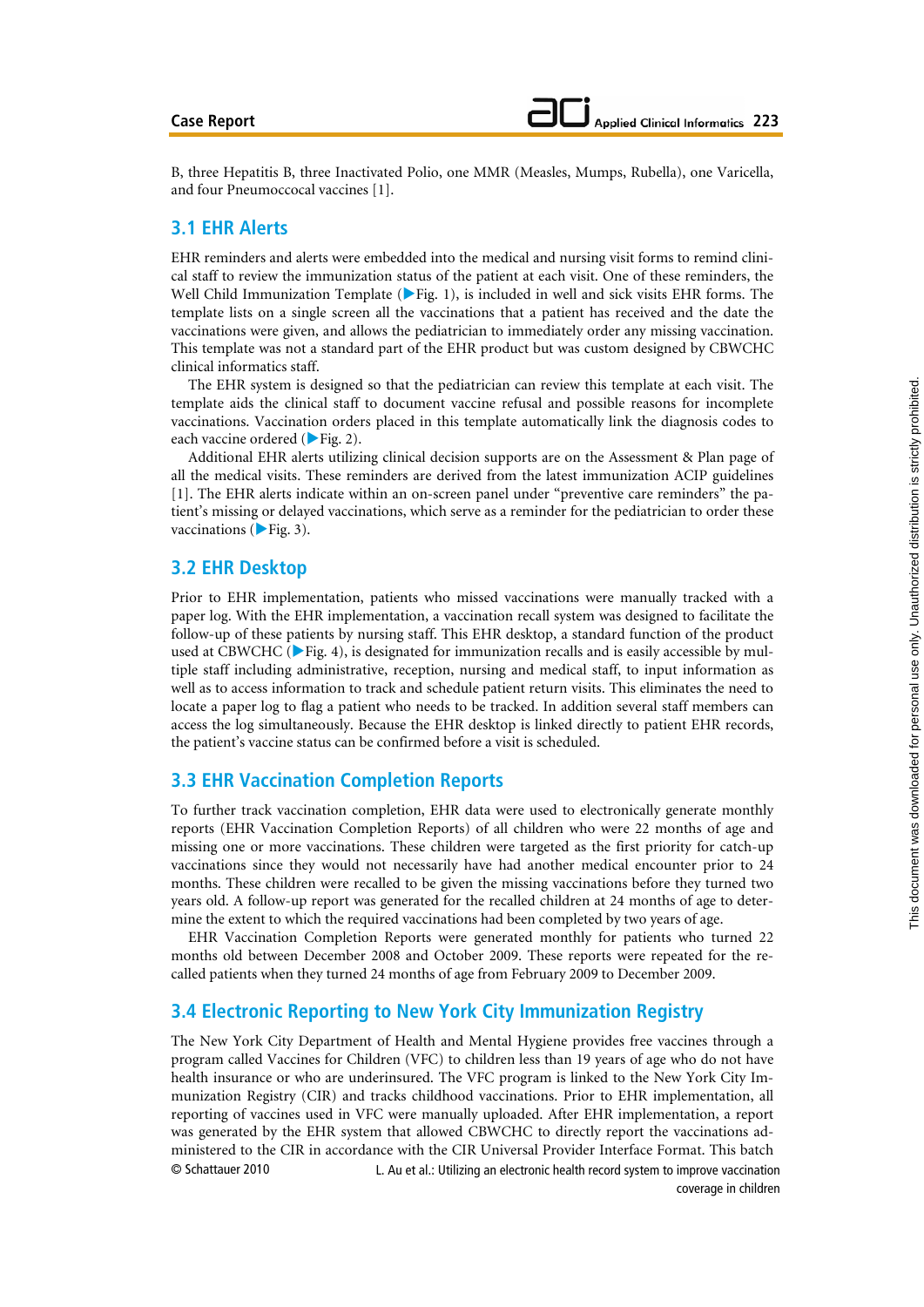B, three Hepatitis B, three Inactivated Polio, one MMR (Measles, Mumps, Rubella), one Varicella, and four Pneumoccocal vaccines [1].

## 3.1 EHR Alerts

EHR reminders and alerts were embedded into the medical and nursing visit forms to remind clinical staff to review the immunization status of the patient at each visit. One of these reminders, the Well Child Immunization Template (▶Fig. 1), is included in well and sick visits EHR forms. The template lists on a single screen all the vaccinations that a patient has received and the date the vaccinations were given, and allows the pediatrician to immediately order any missing vaccination. This template was not a standard part of the EHR product but was custom designed by CBWCHC clinical informatics staff.

The EHR system is designed so that the pediatrician can review this template at each visit. The template aids the clinical staff to document vaccine refusal and possible reasons for incomplete vaccinations. Vaccination orders placed in this template automatically link the diagnosis codes to each vaccine ordered (▶Fig. 2).

Additional EHR alerts utilizing clinical decision supports are on the Assessment & Plan page of all the medical visits. These reminders are derived from the latest immunization ACIP guidelines [1]. The EHR alerts indicate within an on-screen panel under "preventive care reminders" the patient's missing or delayed vaccinations, which serve as a reminder for the pediatrician to order these vaccinations (▶Fig. 3).

## 3.2 EHR Desktop

Prior to EHR implementation, patients who missed vaccinations were manually tracked with a paper log. With the EHR implementation, a vaccination recall system was designed to facilitate the follow-up of these patients by nursing staff. This EHR desktop, a standard function of the product used at CBWCHC (▶Fig. 4), is designated for immunization recalls and is easily accessible by multiple staff including administrative, reception, nursing and medical staff, to input information as well as to access information to track and schedule patient return visits. This eliminates the need to locate a paper log to flag a patient who needs to be tracked. In addition several staff members can access the log simultaneously. Because the EHR desktop is linked directly to patient EHR records, the patient's vaccine status can be confirmed before a visit is scheduled.

## 3.3 EHR Vaccination Completion Reports

To further track vaccination completion, EHR data were used to electronically generate monthly reports (EHR Vaccination Completion Reports) of all children who were 22 months of age and missing one or more vaccinations. These children were targeted as the first priority for catch-up vaccinations since they would not necessarily have had another medical encounter prior to 24 months. These children were recalled to be given the missing vaccinations before they turned two years old. A follow-up report was generated for the recalled children at 24 months of age to determine the extent to which the required vaccinations had been completed by two years of age.

EHR Vaccination Completion Reports were generated monthly for patients who turned 22 months old between December 2008 and October 2009. These reports were repeated for the recalled patients when they turned 24 months of age from February 2009 to December 2009.

## 3.4 Electronic Reporting to New York City Immunization Registry

The New York City Department of Health and Mental Hygiene provides free vaccines through a program called Vaccines for Children (VFC) to children less than 19 years of age who do not have health insurance or who are underinsured. The VFC program is linked to the New York City Immunization Registry (CIR) and tracks childhood vaccinations. Prior to EHR implementation, all reporting of vaccines used in VFC were manually uploaded. After EHR implementation, a report was generated by the EHR system that allowed CBWCHC to directly report the vaccinations administered to the CIR in accordance with the CIR Universal Provider Interface Format. This batch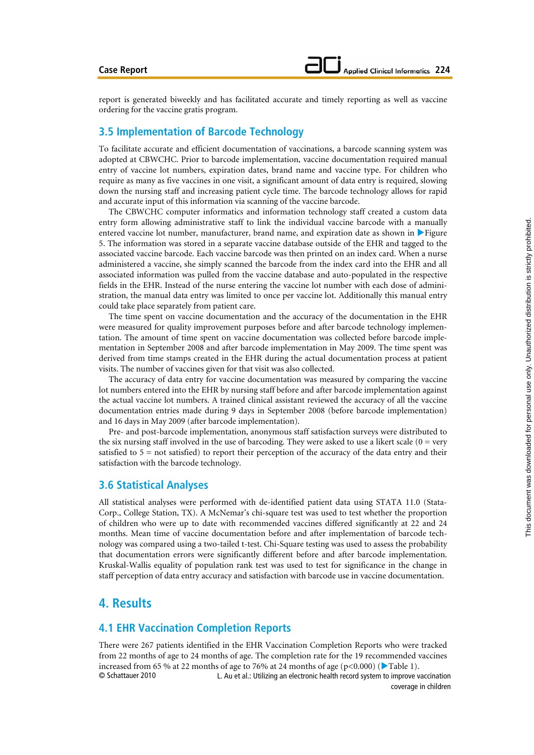report is generated biweekly and has facilitated accurate and timely reporting as well as vaccine ordering for the vaccine gratis program.

## 3.5 Implementation of Barcode Technology

To facilitate accurate and efficient documentation of vaccinations, a barcode scanning system was adopted at CBWCHC. Prior to barcode implementation, vaccine documentation required manual entry of vaccine lot numbers, expiration dates, brand name and vaccine type. For children who require as many as five vaccines in one visit, a significant amount of data entry is required, slowing down the nursing staff and increasing patient cycle time. The barcode technology allows for rapid and accurate input of this information via scanning of the vaccine barcode.

The CBWCHC computer informatics and information technology staff created a custom data entry form allowing administrative staff to link the individual vaccine barcode with a manually entered vaccine lot number, manufacturer, brand name, and expiration date as shown in ▶Figure 5. The information was stored in a separate vaccine database outside of the EHR and tagged to the associated vaccine barcode. Each vaccine barcode was then printed on an index card. When a nurse administered a vaccine, she simply scanned the barcode from the index card into the EHR and all associated information was pulled from the vaccine database and auto-populated in the respective fields in the EHR. Instead of the nurse entering the vaccine lot number with each dose of administration, the manual data entry was limited to once per vaccine lot. Additionally this manual entry could take place separately from patient care.

The time spent on vaccine documentation and the accuracy of the documentation in the EHR were measured for quality improvement purposes before and after barcode technology implementation. The amount of time spent on vaccine documentation was collected before barcode implementation in September 2008 and after barcode implementation in May 2009. The time spent was derived from time stamps created in the EHR during the actual documentation process at patient visits. The number of vaccines given for that visit was also collected.

The accuracy of data entry for vaccine documentation was measured by comparing the vaccine lot numbers entered into the EHR by nursing staff before and after barcode implementation against the actual vaccine lot numbers. A trained clinical assistant reviewed the accuracy of all the vaccine documentation entries made during 9 days in September 2008 (before barcode implementation) and 16 days in May 2009 (after barcode implementation).

Pre- and post-barcode implementation, anonymous staff satisfaction surveys were distributed to the six nursing staff involved in the use of barcoding. They were asked to use a likert scale (0 = very satisfied to 5 = not satisfied) to report their perception of the accuracy of the data entry and their satisfaction with the barcode technology.

## 3.6 Statistical Analyses

All statistical analyses were performed with de-identified patient data using STATA 11.0 (StataCorp., College Station, TX). A McNemar's chi-square test was used to test whether the proportion of children who were up to date with recommended vaccines differed significantly at 22 and 24 months. Mean time of vaccine documentation before and after implementation of barcode technology was compared using a two-tailed t-test. Chi-Square testing was used to assess the probability that documentation errors were significantly different before and after barcode implementation. Kruskal-Wallis equality of population rank test was used to test for significance in the change in staff perception of data entry accuracy and satisfaction with barcode use in vaccine documentation.

# 4. Results

## 4.1 EHR Vaccination Completion Reports

There were 267 patients identified in the EHR Vaccination Completion Reports who were tracked from 22 months of age to 24 months of age. The completion rate for the 19 recommended vaccines increased from 65 % at 22 months of age to 76% at 24 months of age ($p<0.000$) (▶Table 1).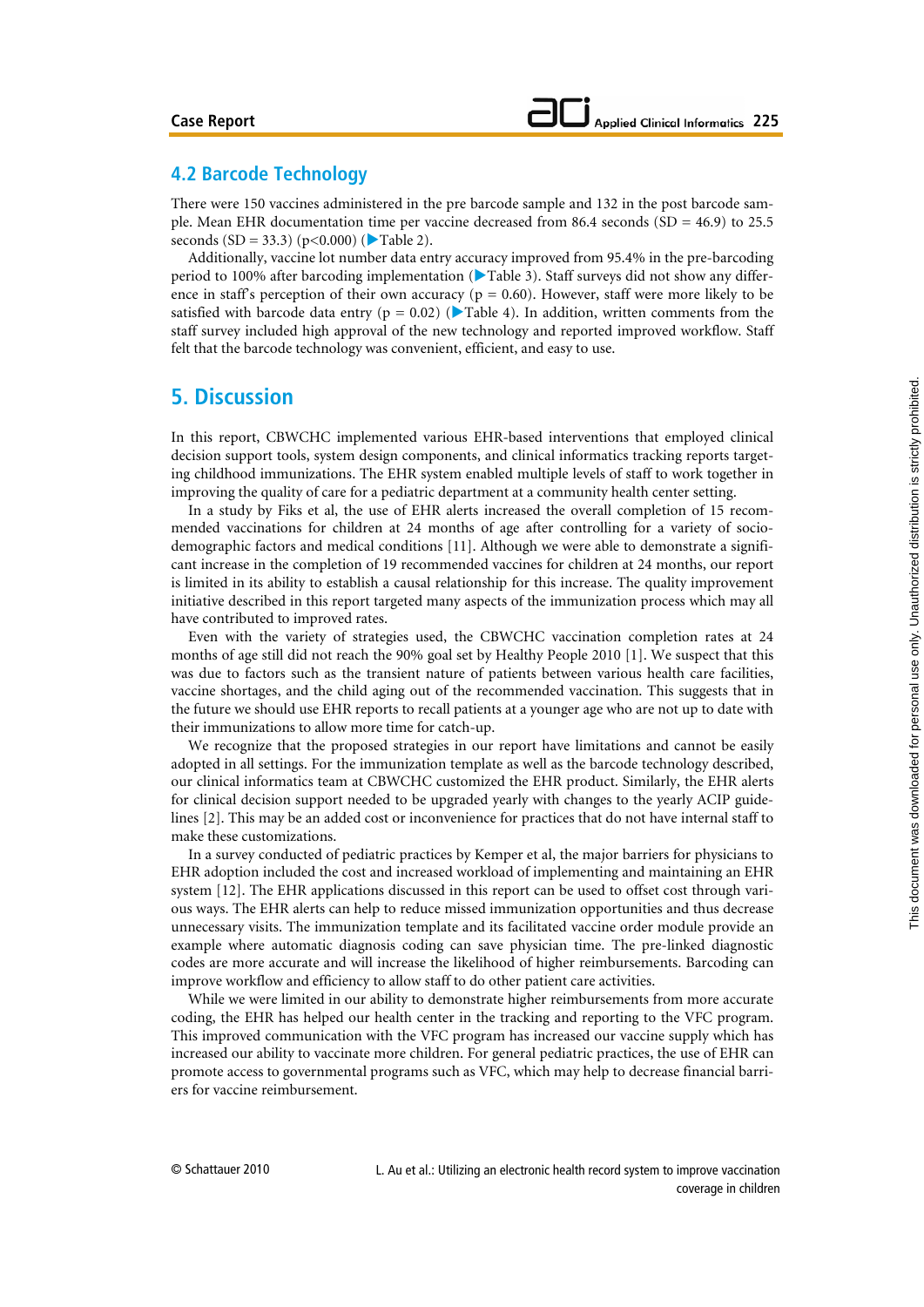## 4.2 Barcode Technology

There were 150 vaccines administered in the pre barcode sample and 132 in the post barcode sample. Mean EHR documentation time per vaccine decreased from 86.4 seconds (SD = 46.9) to 25.5 seconds (SD = 33.3) ($p<0.000$) (▶Table 2).

Additionally, vaccine lot number data entry accuracy improved from 95.4% in the pre-barcoding period to 100% after barcoding implementation (▶Table 3). Staff surveys did not show any difference in staff's perception of their own accuracy ($p = 0.60$). However, staff were more likely to be satisfied with barcode data entry ($p = 0.02$) (▶Table 4). In addition, written comments from the staff survey included high approval of the new technology and reported improved workflow. Staff felt that the barcode technology was convenient, efficient, and easy to use.

# 5. Discussion

In this report, CBWCHC implemented various EHR-based interventions that employed clinical decision support tools, system design components, and clinical informatics tracking reports targeting childhood immunizations. The EHR system enabled multiple levels of staff to work together in improving the quality of care for a pediatric department at a community health center setting.

In a study by Fiks et al, the use of EHR alerts increased the overall completion of 15 recommended vaccinations for children at 24 months of age after controlling for a variety of socio-demographic factors and medical conditions [11]. Although we were able to demonstrate a significant increase in the completion of 19 recommended vaccines for children at 24 months, our report is limited in its ability to establish a causal relationship for this increase. The quality improvement initiative described in this report targeted many aspects of the immunization process which may all have contributed to improved rates.

Even with the variety of strategies used, the CBWCHC vaccination completion rates at 24 months of age still did not reach the 90% goal set by Healthy People 2010 [1]. We suspect that this was due to factors such as the transient nature of patients between various health care facilities, vaccine shortages, and the child aging out of the recommended vaccination. This suggests that in the future we should use EHR reports to recall patients at a younger age who are not up to date with their immunizations to allow more time for catch-up.

We recognize that the proposed strategies in our report have limitations and cannot be easily adopted in all settings. For the immunization template as well as the barcode technology described, our clinical informatics team at CBWCHC customized the EHR product. Similarly, the EHR alerts for clinical decision support needed to be upgraded yearly with changes to the yearly ACIP guidelines [2]. This may be an added cost or inconvenience for practices that do not have internal staff to make these customizations.

In a survey conducted of pediatric practices by Kemper et al, the major barriers for physicians to EHR adoption included the cost and increased workload of implementing and maintaining an EHR system [12]. The EHR applications discussed in this report can be used to offset cost through various ways. The EHR alerts can help to reduce missed immunization opportunities and thus decrease unnecessary visits. The immunization template and its facilitated vaccine order module provide an example where automatic diagnosis coding can save physician time. The pre-linked diagnostic codes are more accurate and will increase the likelihood of higher reimbursements. Barcoding can improve workflow and efficiency to allow staff to do other patient care activities.

While we were limited in our ability to demonstrate higher reimbursements from more accurate coding, the EHR has helped our health center in the tracking and reporting to the VFC program. This improved communication with the VFC program has increased our vaccine supply which has increased our ability to vaccinate more children. For general pediatric practices, the use of EHR can promote access to governmental programs such as VFC, which may help to decrease financial barriers for vaccine reimbursement.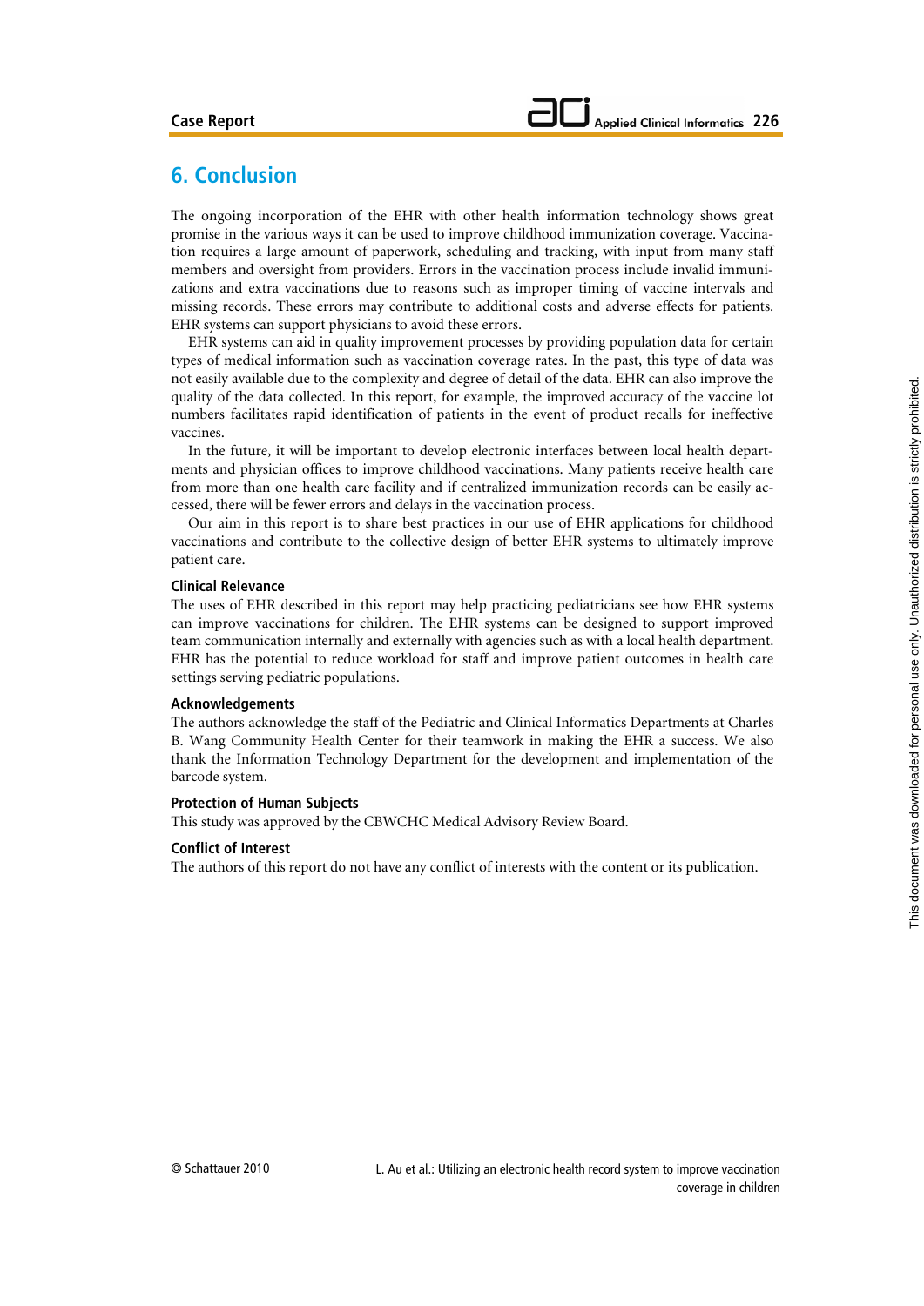## 6. Conclusion

The ongoing incorporation of the EHR with other health information technology shows great promise in the various ways it can be used to improve childhood immunization coverage. Vaccination requires a large amount of paperwork, scheduling and tracking, with input from many staff members and oversight from providers. Errors in the vaccination process include invalid immunizations and extra vaccinations due to reasons such as improper timing of vaccine intervals and missing records. These errors may contribute to additional costs and adverse effects for patients. EHR systems can support physicians to avoid these errors.

EHR systems can aid in quality improvement processes by providing population data for certain types of medical information such as vaccination coverage rates. In the past, this type of data was not easily available due to the complexity and degree of detail of the data. EHR can also improve the quality of the data collected. In this report, for example, the improved accuracy of the vaccine lot numbers facilitates rapid identification of patients in the event of product recalls for ineffective vaccines.

In the future, it will be important to develop electronic interfaces between local health departments and physician offices to improve childhood vaccinations. Many patients receive health care from more than one health care facility and if centralized immunization records can be easily accessed, there will be fewer errors and delays in the vaccination process.

Our aim in this report is to share best practices in our use of EHR applications for childhood vaccinations and contribute to the collective design of better EHR systems to ultimately improve patient care.

### Clinical Relevance

The uses of EHR described in this report may help practicing pediatricians see how EHR systems can improve vaccinations for children. The EHR systems can be designed to support improved team communication internally and externally with agencies such as with a local health department. EHR has the potential to reduce workload for staff and improve patient outcomes in health care settings serving pediatric populations.

### Acknowledgements

The authors acknowledge the staff of the Pediatric and Clinical Informatics Departments at Charles B. Wang Community Health Center for their teamwork in making the EHR a success. We also thank the Information Technology Department for the development and implementation of the barcode system.

### Protection of Human Subjects

This study was approved by the CBWCHC Medical Advisory Review Board.

### Conflict of Interest

The authors of this report do not have any conflict of interests with the content or its publication.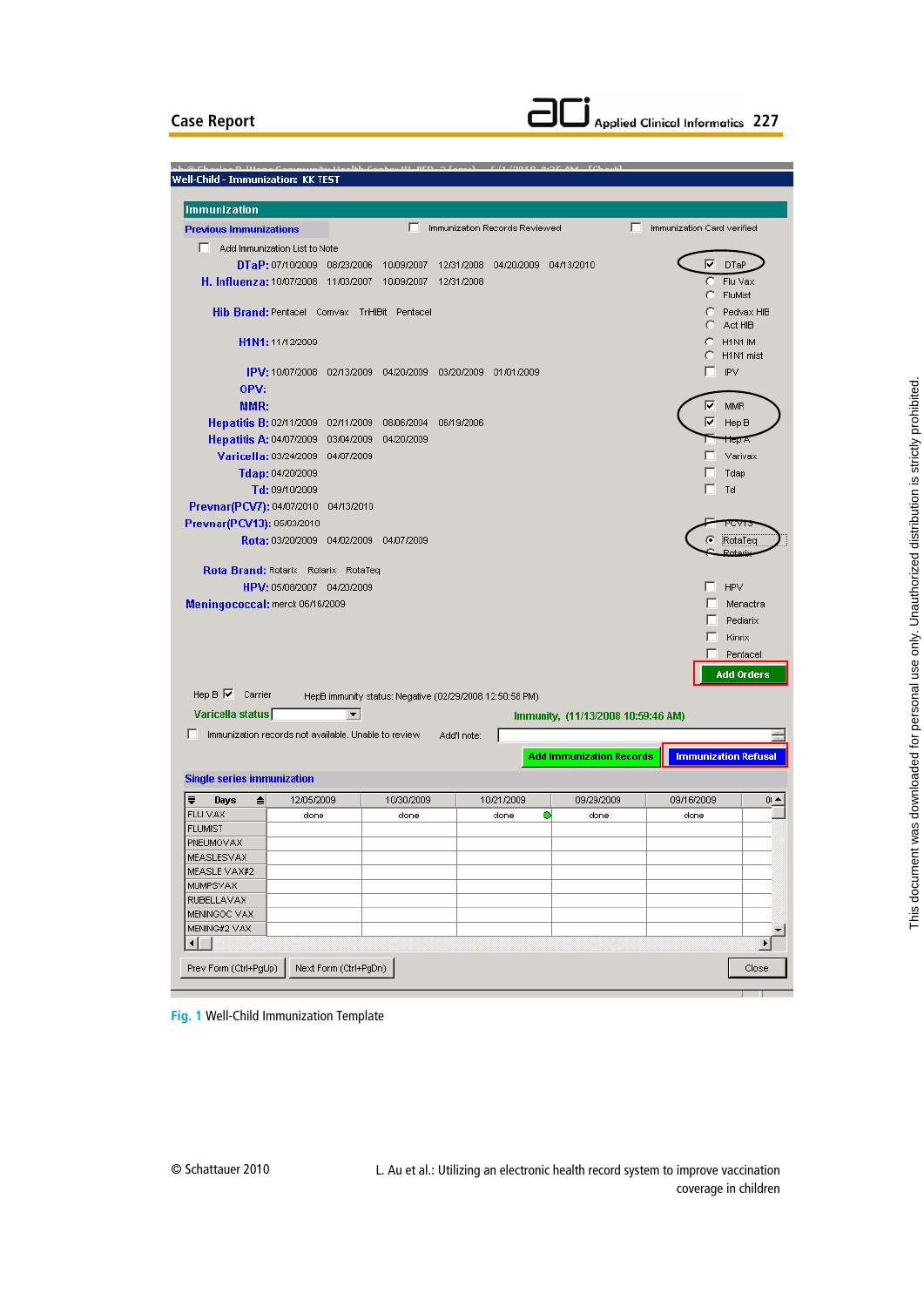Fig. 1 Well-Child Immunization Template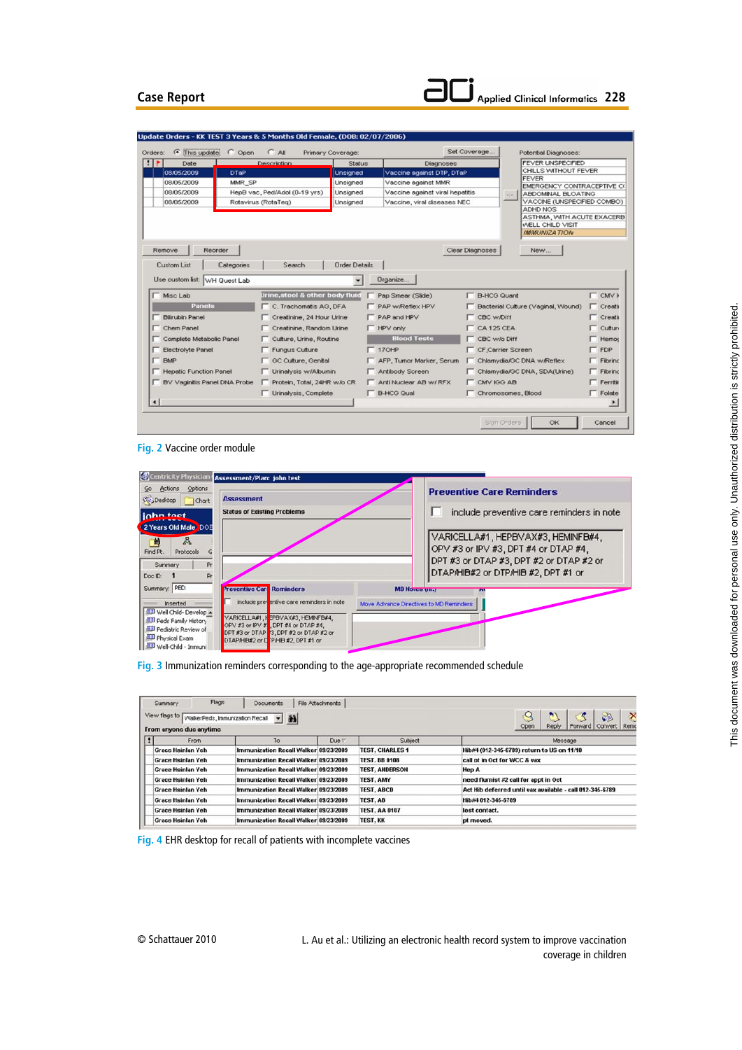Fig. 2 Vaccine order module

Fig. 3 Immunization reminders corresponding to the age-appropriate recommended schedule

Fig. 4 EHR desktop for recall of patients with incomplete vaccines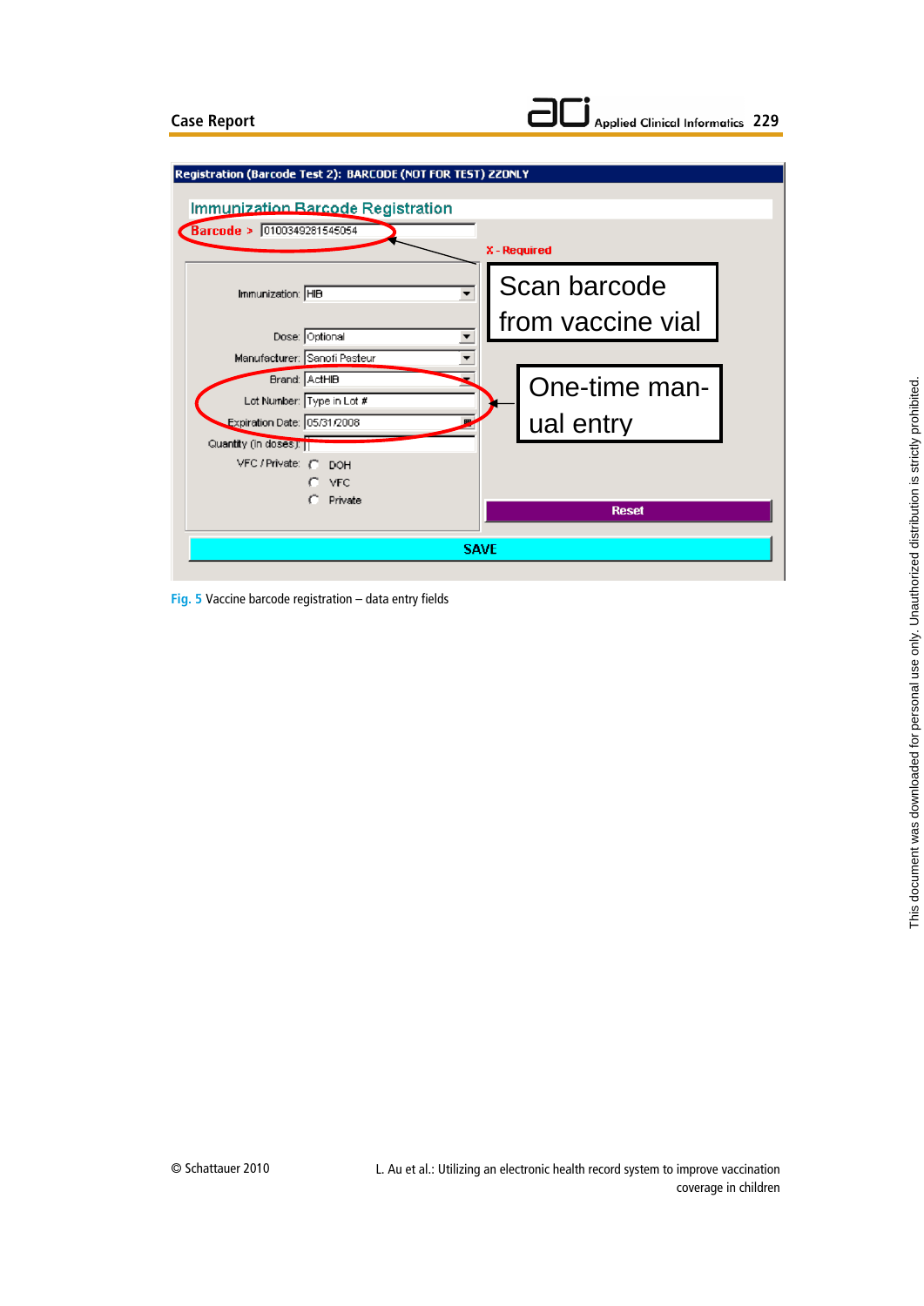Fig. 5 Vaccine barcode registration – data entry fields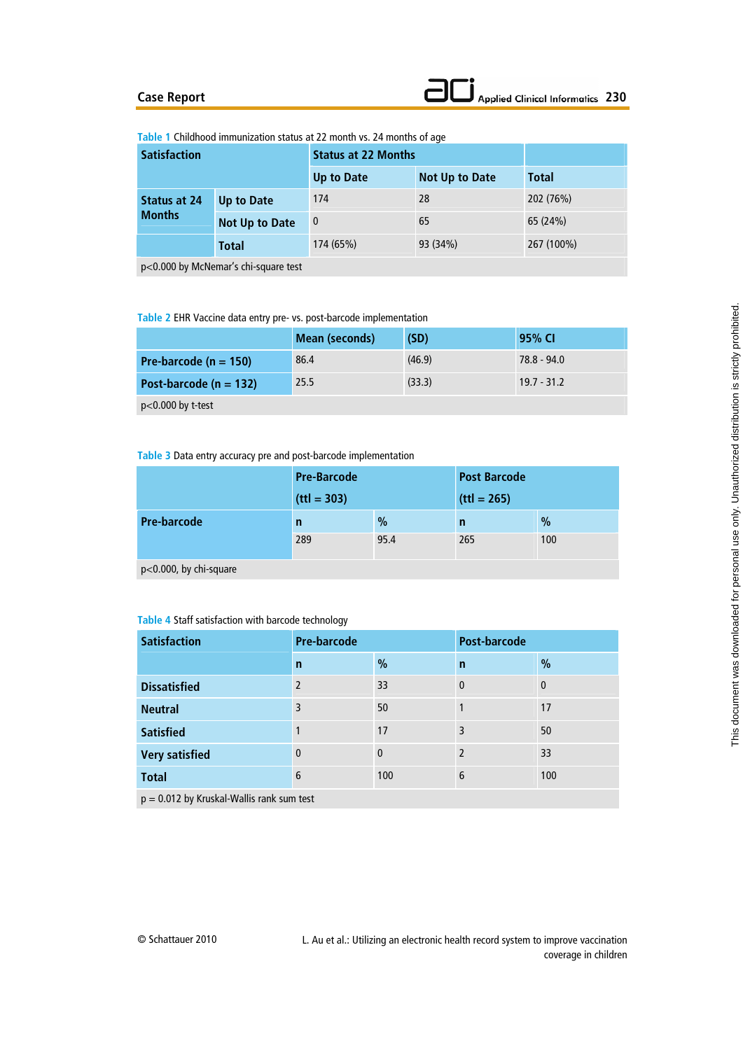**Table 1** Childhood immunization status at 22 month vs. 24 months of age

| Satisfaction | | Status at 22 Months | | |
|---|---|---|---|---|
| | | Up to Date | Not Up to Date | Total |
| Status at 24 Months | Up to Date | 174 | 28 | 202 (76%) |
| | Not Up to Date | 0 | 65 | 65 (24%) |
| | Total | 174 (65%) | 93 (34%) | 267 (100%) |

p<0.000 by McNemar's chi-square test

**Table 2** EHR Vaccine data entry pre- vs. post-barcode implementation

| | Mean (seconds) | (SD) | 95% CI |
|---|---|---|---|
| Pre-barcode (n = 150) | 86.4 | (46.9) | 78.8 - 94.0 |
| Post-barcode (n = 132) | 25.5 | (33.3) | 19.7 - 31.2 |

p<0.000 by t-test

**Table 3** Data entry accuracy pre and post-barcode implementation

| | Pre-Barcode (ttl = 303) | | Post Barcode (ttl = 265) | |
|---|---|---|---|---|
| Pre-barcode | n | % | n | % |
| | 289 | 95.4 | 265 | 100 |

p<0.000, by chi-square

**Table 4** Staff satisfaction with barcode technology

| Satisfaction | Pre-barcode | | Post-barcode | |
|---|---|---|---|---|
| | n | % | n | % |
| Dissatisfied | 2 | 33 | 0 | 0 |
| Neutral | 3 | 50 | 1 | 17 |
| Satisfied | 1 | 17 | 3 | 50 |
| Very satisfied | 0 | 0 | 2 | 33 |
| Total | 6 | 100 | 6 | 100 |

p = 0.012 by Kruskal-Wallis rank sum test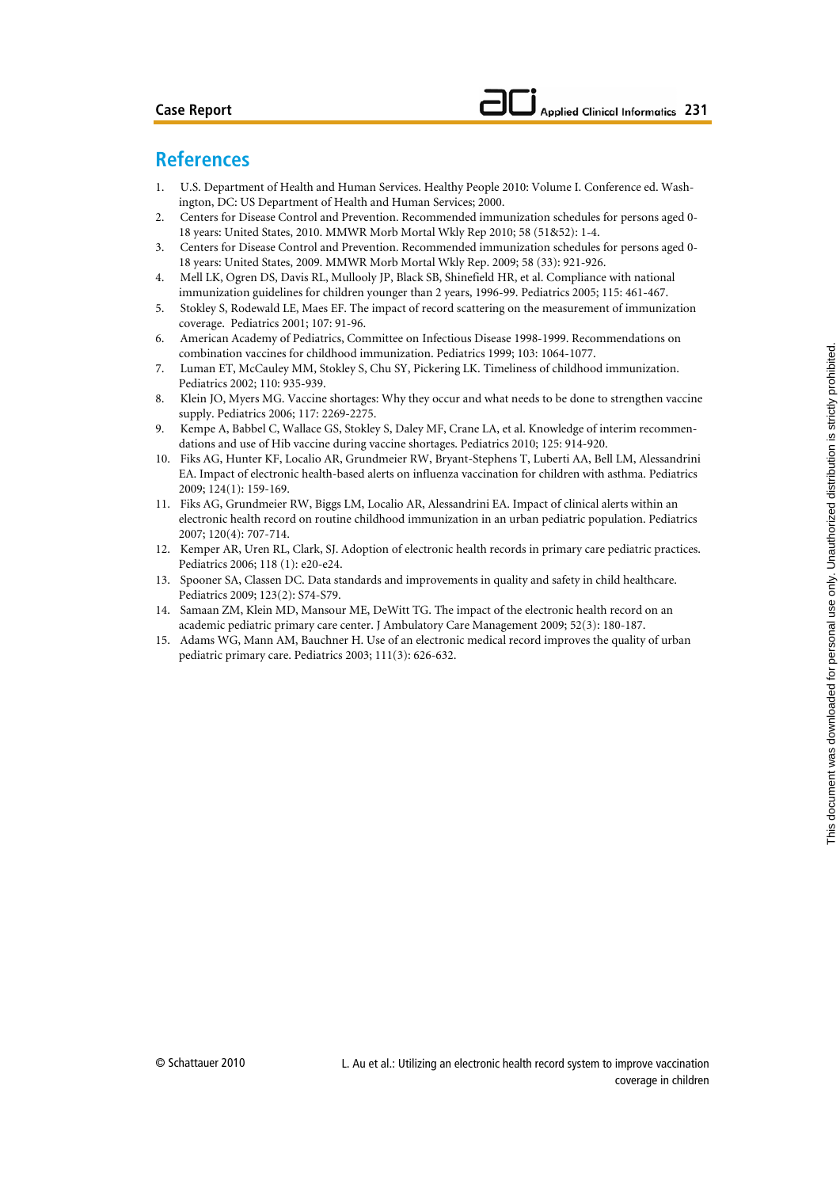## References

1. U.S. Department of Health and Human Services. Healthy People 2010: Volume I. Conference ed. Washington, DC: US Department of Health and Human Services; 2000.
2. Centers for Disease Control and Prevention. Recommended immunization schedules for persons aged 0-18 years: United States, 2010. MMWR Morb Mortal Wkly Rep 2010; 58 (51&52): 1-4.
3. Centers for Disease Control and Prevention. Recommended immunization schedules for persons aged 0-18 years: United States, 2009. MMWR Morb Mortal Wkly Rep. 2009; 58 (33): 921-926.
4. Mell LK, Ogren DS, Davis RL, Mullooly JP, Black SB, Shinefield HR, et al. Compliance with national immunization guidelines for children younger than 2 years, 1996-99. Pediatrics 2005; 115: 461-467.
5. Stokley S, Rodewald LE, Maes EF. The impact of record scattering on the measurement of immunization coverage. Pediatrics 2001; 107: 91-96.
6. American Academy of Pediatrics, Committee on Infectious Disease 1998-1999. Recommendations on combination vaccines for childhood immunization. Pediatrics 1999; 103: 1064-1077.
7. Luman ET, McCauley MM, Stokley S, Chu SY, Pickering LK. Timeliness of childhood immunization. Pediatrics 2002; 110: 935-939.
8. Klein JO, Myers MG. Vaccine shortages: Why they occur and what needs to be done to strengthen vaccine supply. Pediatrics 2006; 117: 2269-2275.
9. Kempe A, Babbel C, Wallace GS, Stokley S, Daley MF, Crane LA, et al. Knowledge of interim recommendations and use of Hib vaccine during vaccine shortages. Pediatrics 2010; 125: 914-920.
10. Fiks AG, Hunter KF, Localio AR, Grundmeier RW, Bryant-Stephens T, Luberti AA, Bell LM, Alessandrini EA. Impact of electronic health-based alerts on influenza vaccination for children with asthma. Pediatrics 2009; 124(1): 159-169.
11. Fiks AG, Grundmeier RW, Biggs LM, Localio AR, Alessandrini EA. Impact of clinical alerts within an electronic health record on routine childhood immunization in an urban pediatric population. Pediatrics 2007; 120(4): 707-714.
12. Kemper AR, Uren RL, Clark, SJ. Adoption of electronic health records in primary care pediatric practices. Pediatrics 2006; 118 (1): e20-e24.
13. Spooner SA, Classen DC. Data standards and improvements in quality and safety in child healthcare. Pediatrics 2009; 123(2): S74-S79.
14. Samaan ZM, Klein MD, Mansour ME, DeWitt TG. The impact of the electronic health record on an academic pediatric primary care center. J Ambulatory Care Management 2009; 52(3): 180-187.
15. Adams WG, Mann AM, Bauchner H. Use of an electronic medical record improves the quality of urban pediatric primary care. Pediatrics 2003; 111(3): 626-632.